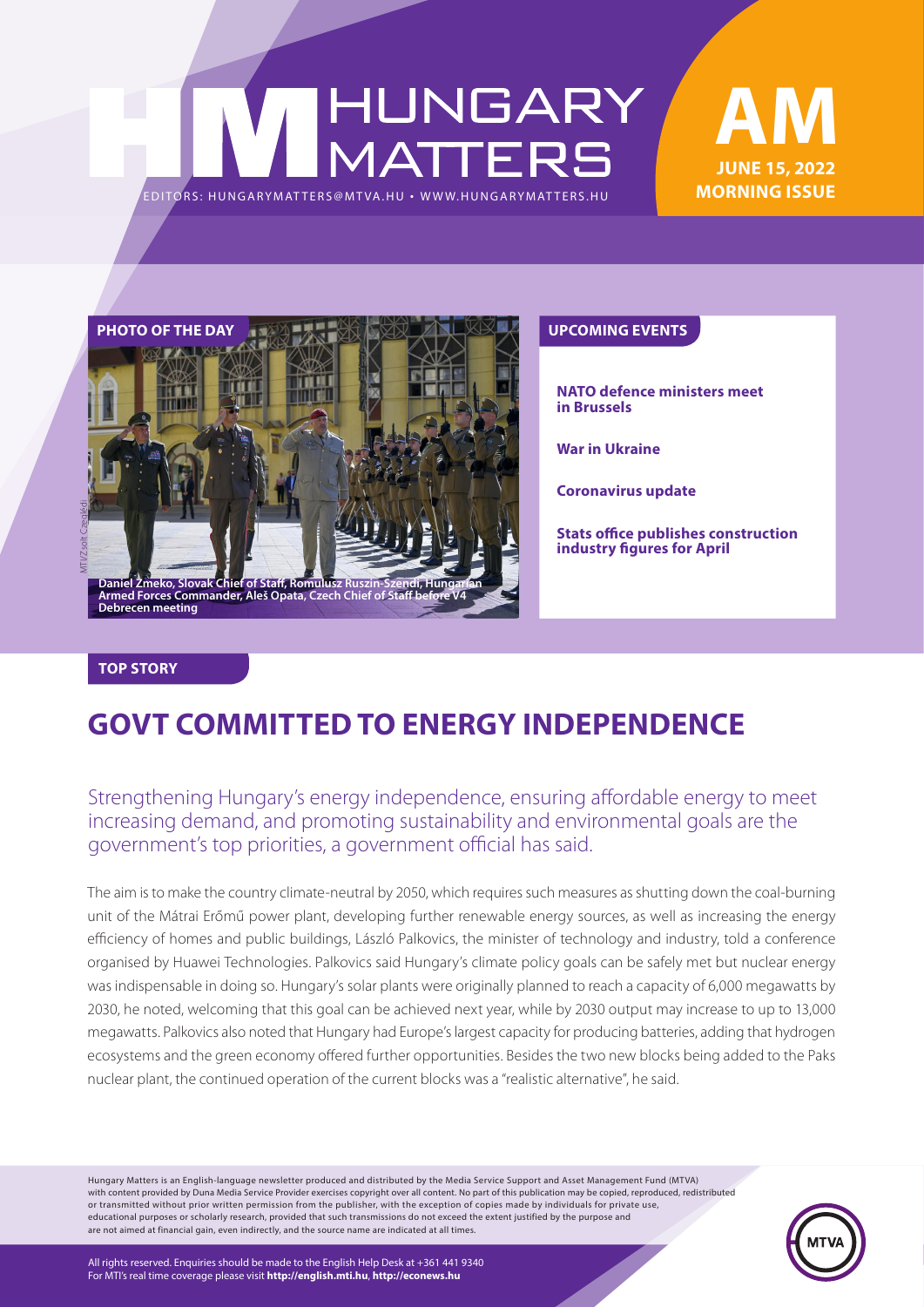# HUNGARY MATTERS

EDITORS: HUNGARYMATTERS@MTVA.HU • WWW.HUNGARYMATTERS.HU

**AM**
**JUNE 15, 2022**
**MORNING ISSUE**

**PHOTO OF THE DAY**

MTI/Zsolt Czeglédi

Daniel Zmeko, Slovak Chief of Staff, Romulusz Ruszin-Szendi, Hungarian Armed Forces Commander, Aleš Opata, Czech Chief of Staff before V4 Debrecen meeting

**UPCOMING EVENTS**

**NATO defence ministers meet in Brussels**

**War in Ukraine**

**Coronavirus update**

**Stats office publishes construction industry figures for April**

**TOP STORY**

## GOVT COMMITTED TO ENERGY INDEPENDENCE

Strengthening Hungary's energy independence, ensuring affordable energy to meet increasing demand, and promoting sustainability and environmental goals are the government's top priorities, a government official has said.

The aim is to make the country climate-neutral by 2050, which requires such measures as shutting down the coal-burning unit of the Mátrai Erőmű power plant, developing further renewable energy sources, as well as increasing the energy efficiency of homes and public buildings, László Palkovics, the minister of technology and industry, told a conference organised by Huawei Technologies. Palkovics said Hungary's climate policy goals can be safely met but nuclear energy was indispensable in doing so. Hungary's solar plants were originally planned to reach a capacity of 6,000 megawatts by 2030, he noted, welcoming that this goal can be achieved next year, while by 2030 output may increase to up to 13,000 megawatts. Palkovics also noted that Hungary had Europe's largest capacity for producing batteries, adding that hydrogen ecosystems and the green economy offered further opportunities. Besides the two new blocks being added to the Paks nuclear plant, the continued operation of the current blocks was a "realistic alternative", he said.

Hungary Matters is an English-language newsletter produced and distributed by the Media Service Support and Asset Management Fund (MTVA) with content provided by Duna Media Service Provider exercises copyright over all content. No part of this publication may be copied, reproduced, redistributed or transmitted without prior written permission from the publisher, with the exception of copies made by individuals for private use, educational purposes or scholarly research, provided that such transmissions do not exceed the extent justified by the purpose and are not aimed at financial gain, even indirectly, and the source name are indicated at all times.

All rights reserved. Enquiries should be made to the English Help Desk at +361 441 9340
For MTI's real time coverage please visit **http://english.mti.hu**, **http://econews.hu**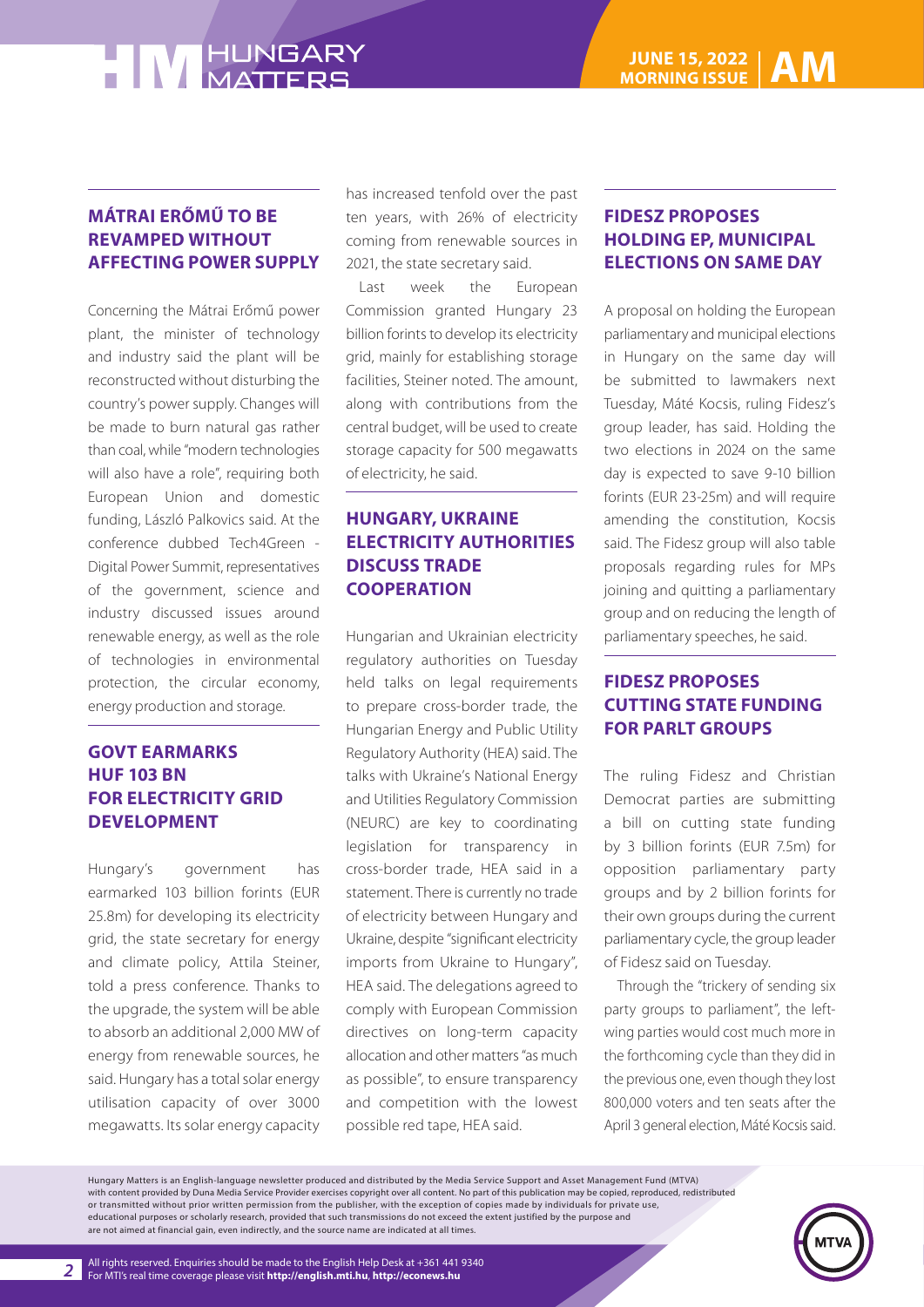## MÁTRAI ERŐMŰ TO BE REVAMPED WITHOUT AFFECTING POWER SUPPLY

Concerning the Mátrai Erőmű power plant, the minister of technology and industry said the plant will be reconstructed without disturbing the country's power supply. Changes will be made to burn natural gas rather than coal, while "modern technologies will also have a role", requiring both European Union and domestic funding, László Palkovics said. At the conference dubbed Tech4Green - Digital Power Summit, representatives of the government, science and industry discussed issues around renewable energy, as well as the role of technologies in environmental protection, the circular economy, energy production and storage.

## GOVT EARMARKS HUF 103 BN FOR ELECTRICITY GRID DEVELOPMENT

Hungary's government has earmarked 103 billion forints (EUR 25.8m) for developing its electricity grid, the state secretary for energy and climate policy, Attila Steiner, told a press conference. Thanks to the upgrade, the system will be able to absorb an additional 2,000 MW of energy from renewable sources, he said. Hungary has a total solar energy utilisation capacity of over 3000 megawatts. Its solar energy capacity has increased tenfold over the past ten years, with 26% of electricity coming from renewable sources in 2021, the state secretary said.

Last week the European Commission granted Hungary 23 billion forints to develop its electricity grid, mainly for establishing storage facilities, Steiner noted. The amount, along with contributions from the central budget, will be used to create storage capacity for 500 megawatts of electricity, he said.

## HUNGARY, UKRAINE ELECTRICITY AUTHORITIES DISCUSS TRADE COOPERATION

Hungarian and Ukrainian electricity regulatory authorities on Tuesday held talks on legal requirements to prepare cross-border trade, the Hungarian Energy and Public Utility Regulatory Authority (HEA) said. The talks with Ukraine's National Energy and Utilities Regulatory Commission (NEURC) are key to coordinating legislation for transparency in cross-border trade, HEA said in a statement. There is currently no trade of electricity between Hungary and Ukraine, despite "significant electricity imports from Ukraine to Hungary", HEA said. The delegations agreed to comply with European Commission directives on long-term capacity allocation and other matters "as much as possible", to ensure transparency and competition with the lowest possible red tape, HEA said.

## FIDESZ PROPOSES HOLDING EP, MUNICIPAL ELECTIONS ON SAME DAY

A proposal on holding the European parliamentary and municipal elections in Hungary on the same day will be submitted to lawmakers next Tuesday, Máté Kocsis, ruling Fidesz's group leader, has said. Holding the two elections in 2024 on the same day is expected to save 9-10 billion forints (EUR 23-25m) and will require amending the constitution, Kocsis said. The Fidesz group will also table proposals regarding rules for MPs joining and quitting a parliamentary group and on reducing the length of parliamentary speeches, he said.

## FIDESZ PROPOSES CUTTING STATE FUNDING FOR PARLT GROUPS

The ruling Fidesz and Christian Democrat parties are submitting a bill on cutting state funding by 3 billion forints (EUR 7.5m) for opposition parliamentary party groups and by 2 billion forints for their own groups during the current parliamentary cycle, the group leader of Fidesz said on Tuesday.

Through the "trickery of sending six party groups to parliament", the left-wing parties would cost much more in the forthcoming cycle than they did in the previous one, even though they lost 800,000 voters and ten seats after the April 3 general election, Máté Kocsis said.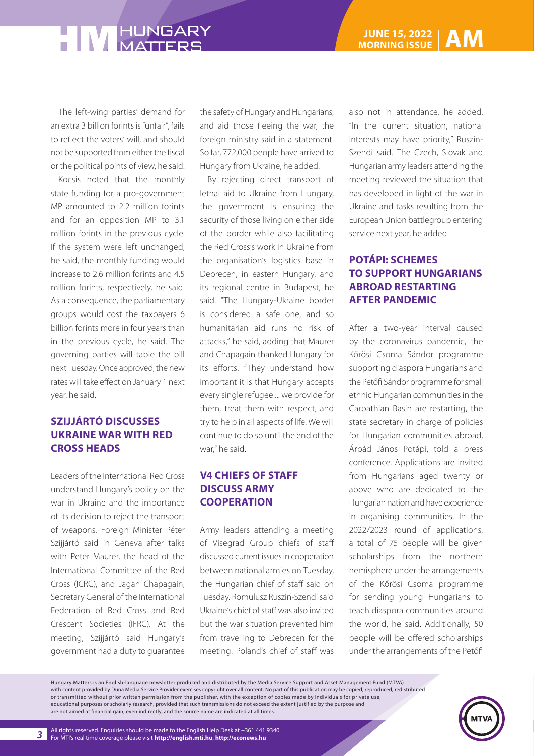The left-wing parties' demand for an extra 3 billion forints is "unfair", fails to reflect the voters' will, and should not be supported from either the fiscal or the political points of view, he said.

Kocsis noted that the monthly state funding for a pro-government MP amounted to 2.2 million forints and for an opposition MP to 3.1 million forints in the previous cycle. If the system were left unchanged, he said, the monthly funding would increase to 2.6 million forints and 4.5 million forints, respectively, he said. As a consequence, the parliamentary groups would cost the taxpayers 6 billion forints more in four years than in the previous cycle, he said. The governing parties will table the bill next Tuesday. Once approved, the new rates will take effect on January 1 next year, he said.

## SZIJJÁRTÓ DISCUSSES UKRAINE WAR WITH RED CROSS HEADS

Leaders of the International Red Cross understand Hungary's policy on the war in Ukraine and the importance of its decision to reject the transport of weapons, Foreign Minister Péter Szijjártó said in Geneva after talks with Peter Maurer, the head of the International Committee of the Red Cross (ICRC), and Jagan Chapagain, Secretary General of the International Federation of Red Cross and Red Crescent Societies (IFRC). At the meeting, Szijjártó said Hungary's government had a duty to guarantee the safety of Hungary and Hungarians, and aid those fleeing the war, the foreign ministry said in a statement. So far, 772,000 people have arrived to Hungary from Ukraine, he added.

By rejecting direct transport of lethal aid to Ukraine from Hungary, the government is ensuring the security of those living on either side of the border while also facilitating the Red Cross's work in Ukraine from the organisation's logistics base in Debrecen, in eastern Hungary, and its regional centre in Budapest, he said. "The Hungary-Ukraine border is considered a safe one, and so humanitarian aid runs no risk of attacks," he said, adding that Maurer and Chapagain thanked Hungary for its efforts. "They understand how important it is that Hungary accepts every single refugee ... we provide for them, treat them with respect, and try to help in all aspects of life. We will continue to do so until the end of the war," he said.

## V4 CHIEFS OF STAFF DISCUSS ARMY COOPERATION

Army leaders attending a meeting of Visegrad Group chiefs of staff discussed current issues in cooperation between national armies on Tuesday, the Hungarian chief of staff said on Tuesday. Romulusz Ruszin-Szendi said Ukraine's chief of staff was also invited but the war situation prevented him from travelling to Debrecen for the meeting. Poland's chief of staff was also not in attendance, he added. "In the current situation, national interests may have priority," Ruszin-Szendi said. The Czech, Slovak and Hungarian army leaders attending the meeting reviewed the situation that has developed in light of the war in Ukraine and tasks resulting from the European Union battlegroup entering service next year, he added.

## POTÁPI: SCHEMES TO SUPPORT HUNGARIANS ABROAD RESTARTING AFTER PANDEMIC

After a two-year interval caused by the coronavirus pandemic, the Kőrösi Csoma Sándor programme supporting diaspora Hungarians and the Petőfi Sándor programme for small ethnic Hungarian communities in the Carpathian Basin are restarting, the state secretary in charge of policies for Hungarian communities abroad, Árpád János Potápi, told a press conference. Applications are invited from Hungarians aged twenty or above who are dedicated to the Hungarian nation and have experience in organising communities. In the 2022/2023 round of applications, a total of 75 people will be given scholarships from the northern hemisphere under the arrangements of the Kőrösi Csoma programme for sending young Hungarians to teach diaspora communities around the world, he said. Additionally, 50 people will be offered scholarships under the arrangements of the Petőfi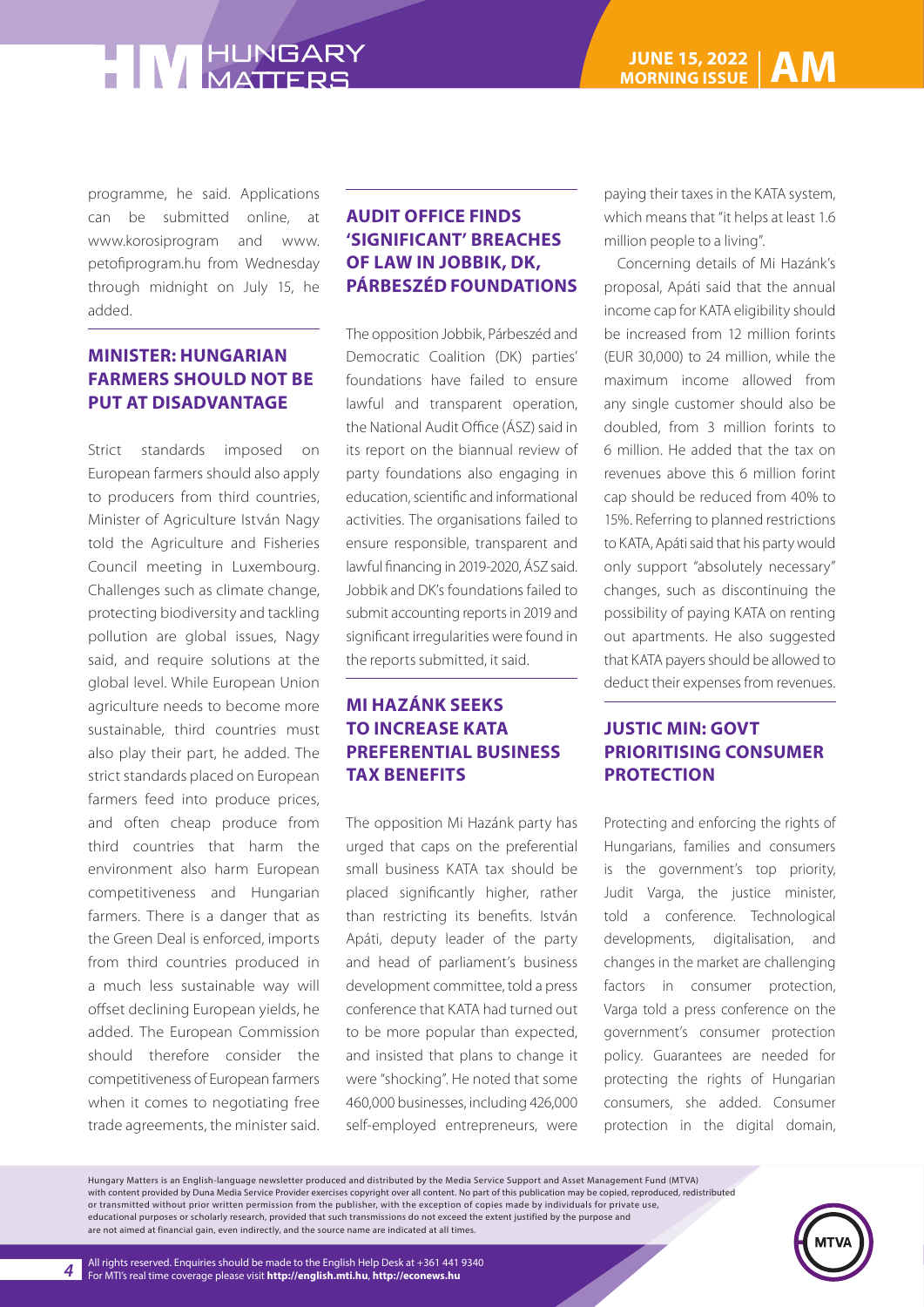programme, he said. Applications can be submitted online, at www.korosiprogram and www.petofiprogram.hu from Wednesday through midnight on July 15, he added.

## MINISTER: HUNGARIAN FARMERS SHOULD NOT BE PUT AT DISADVANTAGE

Strict standards imposed on European farmers should also apply to producers from third countries, Minister of Agriculture István Nagy told the Agriculture and Fisheries Council meeting in Luxembourg. Challenges such as climate change, protecting biodiversity and tackling pollution are global issues, Nagy said, and require solutions at the global level. While European Union agriculture needs to become more sustainable, third countries must also play their part, he added. The strict standards placed on European farmers feed into produce prices, and often cheap produce from third countries that harm the environment also harm European competitiveness and Hungarian farmers. There is a danger that as the Green Deal is enforced, imports from third countries produced in a much less sustainable way will offset declining European yields, he added. The European Commission should therefore consider the competitiveness of European farmers when it comes to negotiating free trade agreements, the minister said.

## AUDIT OFFICE FINDS 'SIGNIFICANT' BREACHES OF LAW IN JOBBIK, DK, PÁRBESZÉD FOUNDATIONS

The opposition Jobbik, Párbeszéd and Democratic Coalition (DK) parties' foundations have failed to ensure lawful and transparent operation, the National Audit Office (ÁSZ) said in its report on the biannual review of party foundations also engaging in education, scientific and informational activities. The organisations failed to ensure responsible, transparent and lawful financing in 2019-2020, ÁSZ said. Jobbik and DK's foundations failed to submit accounting reports in 2019 and significant irregularities were found in the reports submitted, it said.

## MI HAZÁNK SEEKS TO INCREASE KATA PREFERENTIAL BUSINESS TAX BENEFITS

The opposition Mi Hazánk party has urged that caps on the preferential small business KATA tax should be placed significantly higher, rather than restricting its benefits. István Apáti, deputy leader of the party and head of parliament's business development committee, told a press conference that KATA had turned out to be more popular than expected, and insisted that plans to change it were "shocking". He noted that some 460,000 businesses, including 426,000 self-employed entrepreneurs, were paying their taxes in the KATA system, which means that "it helps at least 1.6 million people to a living".

Concerning details of Mi Hazánk's proposal, Apáti said that the annual income cap for KATA eligibility should be increased from 12 million forints (EUR 30,000) to 24 million, while the maximum income allowed from any single customer should also be doubled, from 3 million forints to 6 million. He added that the tax on revenues above this 6 million forint cap should be reduced from 40% to 15%. Referring to planned restrictions to KATA, Apáti said that his party would only support "absolutely necessary" changes, such as discontinuing the possibility of paying KATA on renting out apartments. He also suggested that KATA payers should be allowed to deduct their expenses from revenues.

## JUSTIC MIN: GOVT PRIORITISING CONSUMER PROTECTION

Protecting and enforcing the rights of Hungarians, families and consumers is the government's top priority, Judit Varga, the justice minister, told a conference. Technological developments, digitalisation, and changes in the market are challenging factors in consumer protection, Varga told a press conference on the government's consumer protection policy. Guarantees are needed for protecting the rights of Hungarian consumers, she added. Consumer protection in the digital domain,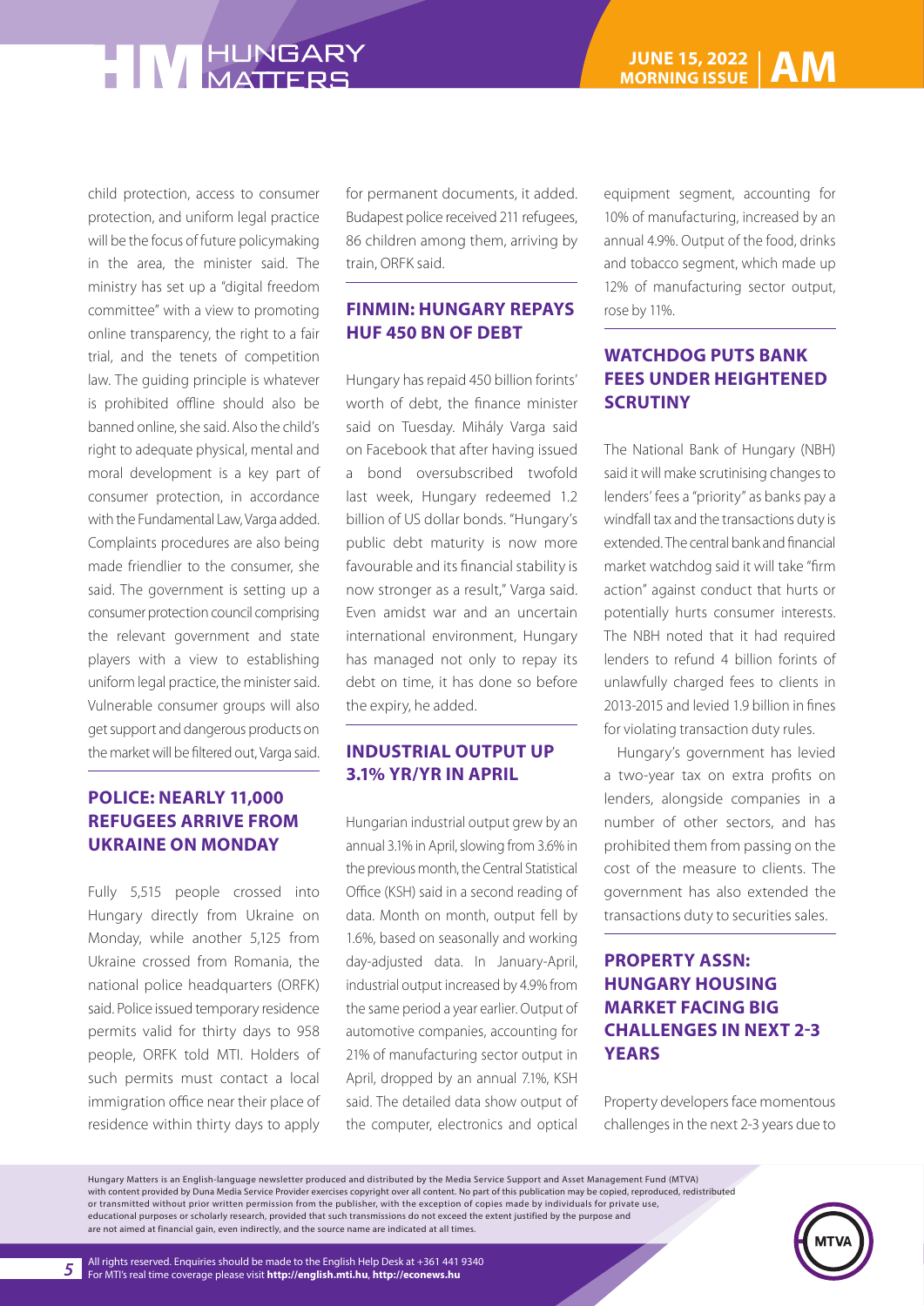child protection, access to consumer protection, and uniform legal practice will be the focus of future policymaking in the area, the minister said. The ministry has set up a "digital freedom committee" with a view to promoting online transparency, the right to a fair trial, and the tenets of competition law. The guiding principle is whatever is prohibited offline should also be banned online, she said. Also the child's right to adequate physical, mental and moral development is a key part of consumer protection, in accordance with the Fundamental Law, Varga added. Complaints procedures are also being made friendlier to the consumer, she said. The government is setting up a consumer protection council comprising the relevant government and state players with a view to establishing uniform legal practice, the minister said. Vulnerable consumer groups will also get support and dangerous products on the market will be filtered out, Varga said.

## POLICE: NEARLY 11,000 REFUGEES ARRIVE FROM UKRAINE ON MONDAY

Fully 5,515 people crossed into Hungary directly from Ukraine on Monday, while another 5,125 from Ukraine crossed from Romania, the national police headquarters (ORFK) said. Police issued temporary residence permits valid for thirty days to 958 people, ORFK told MTI. Holders of such permits must contact a local immigration office near their place of residence within thirty days to apply for permanent documents, it added. Budapest police received 211 refugees, 86 children among them, arriving by train, ORFK said.

## FINMIN: HUNGARY REPAYS HUF 450 BN OF DEBT

Hungary has repaid 450 billion forints' worth of debt, the finance minister said on Tuesday. Mihály Varga said on Facebook that after having issued a bond oversubscribed twofold last week, Hungary redeemed 1.2 billion of US dollar bonds. "Hungary's public debt maturity is now more favourable and its financial stability is now stronger as a result," Varga said. Even amidst war and an uncertain international environment, Hungary has managed not only to repay its debt on time, it has done so before the expiry, he added.

## INDUSTRIAL OUTPUT UP 3.1% YR/YR IN APRIL

Hungarian industrial output grew by an annual 3.1% in April, slowing from 3.6% in the previous month, the Central Statistical Office (KSH) said in a second reading of data. Month on month, output fell by 1.6%, based on seasonally and working day-adjusted data. In January-April, industrial output increased by 4.9% from the same period a year earlier. Output of automotive companies, accounting for 21% of manufacturing sector output in April, dropped by an annual 7.1%, KSH said. The detailed data show output of the computer, electronics and optical equipment segment, accounting for 10% of manufacturing, increased by an annual 4.9%. Output of the food, drinks and tobacco segment, which made up 12% of manufacturing sector output, rose by 11%.

## WATCHDOG PUTS BANK FEES UNDER HEIGHTENED SCRUTINY

The National Bank of Hungary (NBH) said it will make scrutinising changes to lenders' fees a "priority" as banks pay a windfall tax and the transactions duty is extended. The central bank and financial market watchdog said it will take "firm action" against conduct that hurts or potentially hurts consumer interests. The NBH noted that it had required lenders to refund 4 billion forints of unlawfully charged fees to clients in 2013-2015 and levied 1.9 billion in fines for violating transaction duty rules.

Hungary's government has levied a two-year tax on extra profits on lenders, alongside companies in a number of other sectors, and has prohibited them from passing on the cost of the measure to clients. The government has also extended the transactions duty to securities sales.

## PROPERTY ASSN: HUNGARY HOUSING MARKET FACING BIG CHALLENGES IN NEXT 2-3 YEARS

Property developers face momentous challenges in the next 2-3 years due to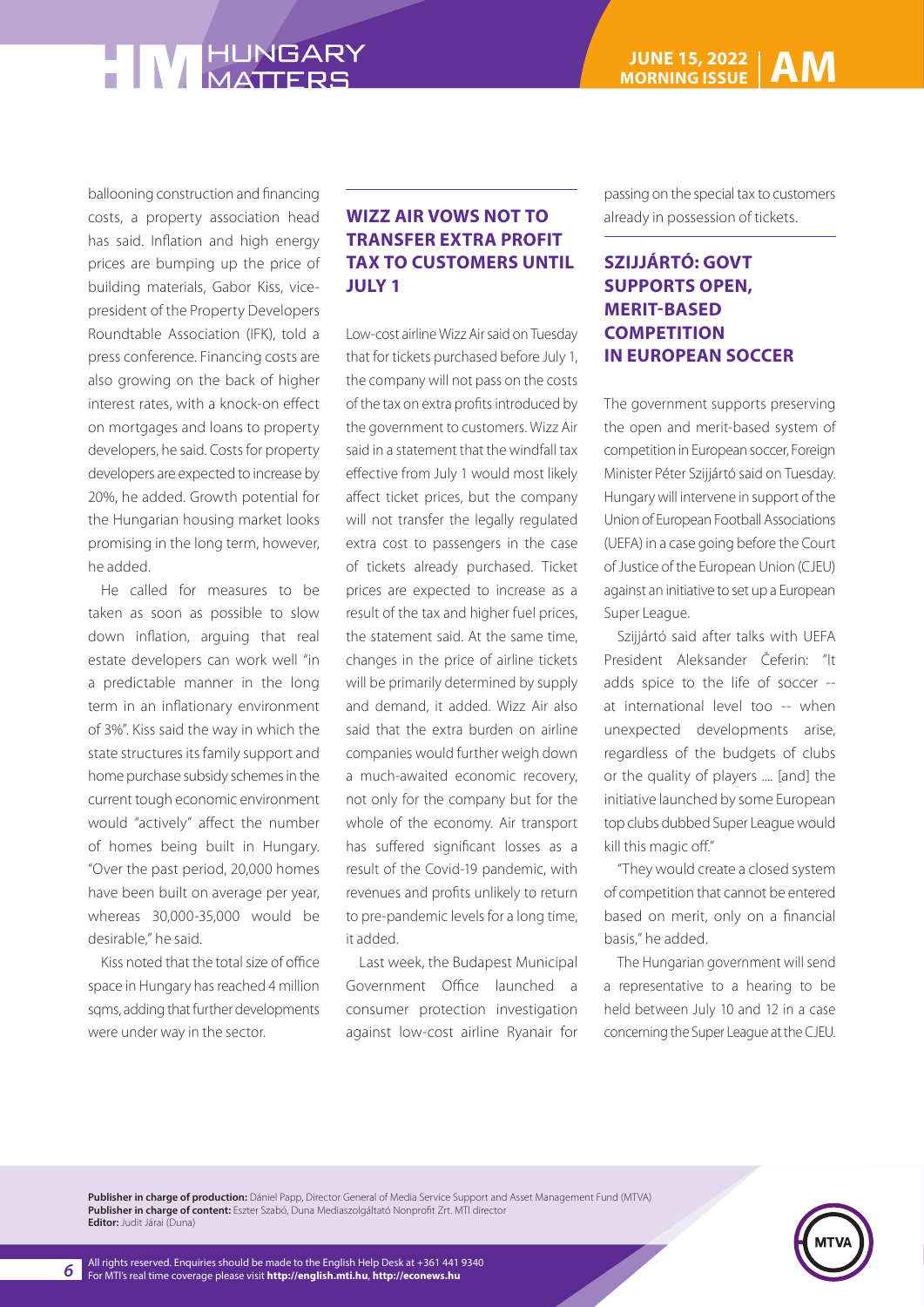ballooning construction and financing costs, a property association head has said. Inflation and high energy prices are bumping up the price of building materials, Gabor Kiss, vice-president of the Property Developers Roundtable Association (IFK), told a press conference. Financing costs are also growing on the back of higher interest rates, with a knock-on effect on mortgages and loans to property developers, he said. Costs for property developers are expected to increase by 20%, he added. Growth potential for the Hungarian housing market looks promising in the long term, however, he added.

He called for measures to be taken as soon as possible to slow down inflation, arguing that real estate developers can work well "in a predictable manner in the long term in an inflationary environment of 3%". Kiss said the way in which the state structures its family support and home purchase subsidy schemes in the current tough economic environment would "actively" affect the number of homes being built in Hungary. "Over the past period, 20,000 homes have been built on average per year, whereas 30,000-35,000 would be desirable," he said.

Kiss noted that the total size of office space in Hungary has reached 4 million sqms, adding that further developments were under way in the sector.

## WIZZ AIR VOWS NOT TO TRANSFER EXTRA PROFIT TAX TO CUSTOMERS UNTIL JULY 1

Low-cost airline Wizz Air said on Tuesday that for tickets purchased before July 1, the company will not pass on the costs of the tax on extra profits introduced by the government to customers. Wizz Air said in a statement that the windfall tax effective from July 1 would most likely affect ticket prices, but the company will not transfer the legally regulated extra cost to passengers in the case of tickets already purchased. Ticket prices are expected to increase as a result of the tax and higher fuel prices, the statement said. At the same time, changes in the price of airline tickets will be primarily determined by supply and demand, it added. Wizz Air also said that the extra burden on airline companies would further weigh down a much-awaited economic recovery, not only for the company but for the whole of the economy. Air transport has suffered significant losses as a result of the Covid-19 pandemic, with revenues and profits unlikely to return to pre-pandemic levels for a long time, it added.

Last week, the Budapest Municipal Government Office launched a consumer protection investigation against low-cost airline Ryanair for passing on the special tax to customers already in possession of tickets.

## SZIJJÁRTÓ: GOVT SUPPORTS OPEN, MERIT-BASED COMPETITION IN EUROPEAN SOCCER

The government supports preserving the open and merit-based system of competition in European soccer, Foreign Minister Péter Szijjártó said on Tuesday. Hungary will intervene in support of the Union of European Football Associations (UEFA) in a case going before the Court of Justice of the European Union (CJEU) against an initiative to set up a European Super League.

Szijjártó said after talks with UEFA President Aleksander Čeferin: "It adds spice to the life of soccer -- at international level too -- when unexpected developments arise, regardless of the budgets of clubs or the quality of players .... [and] the initiative launched by some European top clubs dubbed Super League would kill this magic off."

"They would create a closed system of competition that cannot be entered based on merit, only on a financial basis," he added.

The Hungarian government will send a representative to a hearing to be held between July 10 and 12 in a case concerning the Super League at the CJEU.

**Publisher in charge of production:** Dániel Papp, Director General of Media Service Support and Asset Management Fund (MTVA)
**Publisher in charge of content:** Eszter Szabó, Duna Mediaszolgáltató Nonprofit Zrt. MTI director
**Editor:** Judit Járai (Duna)

All rights reserved. Enquiries should be made to the English Help Desk at +361 441 9340
For MTI's real time coverage please visit **http://english.mti.hu**, **http://econews.hu**